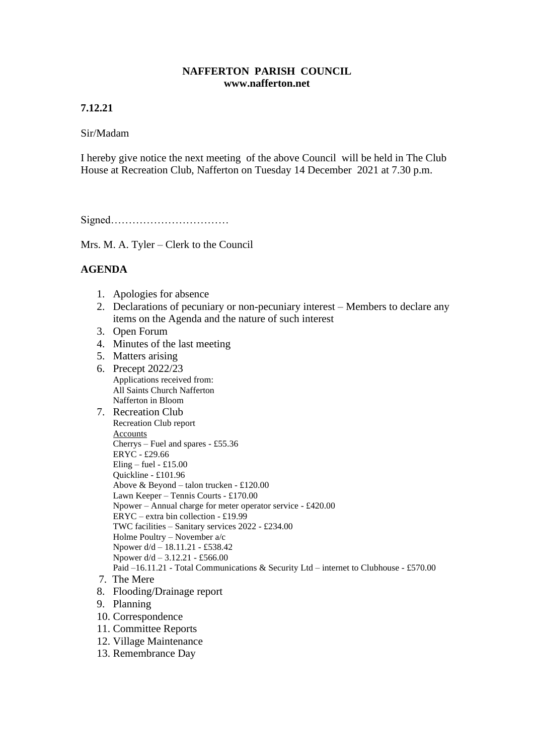**NAFFERTON PARISH COUNCIL**
**www.nafferton.net**

**7.12.21**

Sir/Madam

I hereby give notice the next meeting of the above Council will be held in The Club House at Recreation Club, Nafferton on Tuesday 14 December 2021 at 7.30 p.m.

Signed……………………………

Mrs. M. A. Tyler – Clerk to the Council

## AGENDA

1. Apologies for absence
2. Declarations of pecuniary or non-pecuniary interest – Members to declare any items on the Agenda and the nature of such interest
3. Open Forum
4. Minutes of the last meeting
5. Matters arising
6. Precept 2022/23
   Applications received from:
   All Saints Church Nafferton
   Nafferton in Bloom
7. Recreation Club
   Recreation Club report
   Accounts
   Cherrys – Fuel and spares - £55.36
   ERYC - £29.66
   Eling – fuel - £15.00
   Quickline - £101.96
   Above & Beyond – talon trucken - £120.00
   Lawn Keeper – Tennis Courts - £170.00
   Npower – Annual charge for meter operator service - £420.00
   ERYC – extra bin collection - £19.99
   TWC facilities – Sanitary services 2022 - £234.00
   Holme Poultry – November a/c
   Npower d/d – 18.11.21 - £538.42
   Npower d/d – 3.12.21 - £566.00
   Paid –16.11.21 - Total Communications & Security Ltd – internet to Clubhouse - £570.00

7. The Mere
8. Flooding/Drainage report
9. Planning
10. Correspondence
11. Committee Reports
12. Village Maintenance
13. Remembrance Day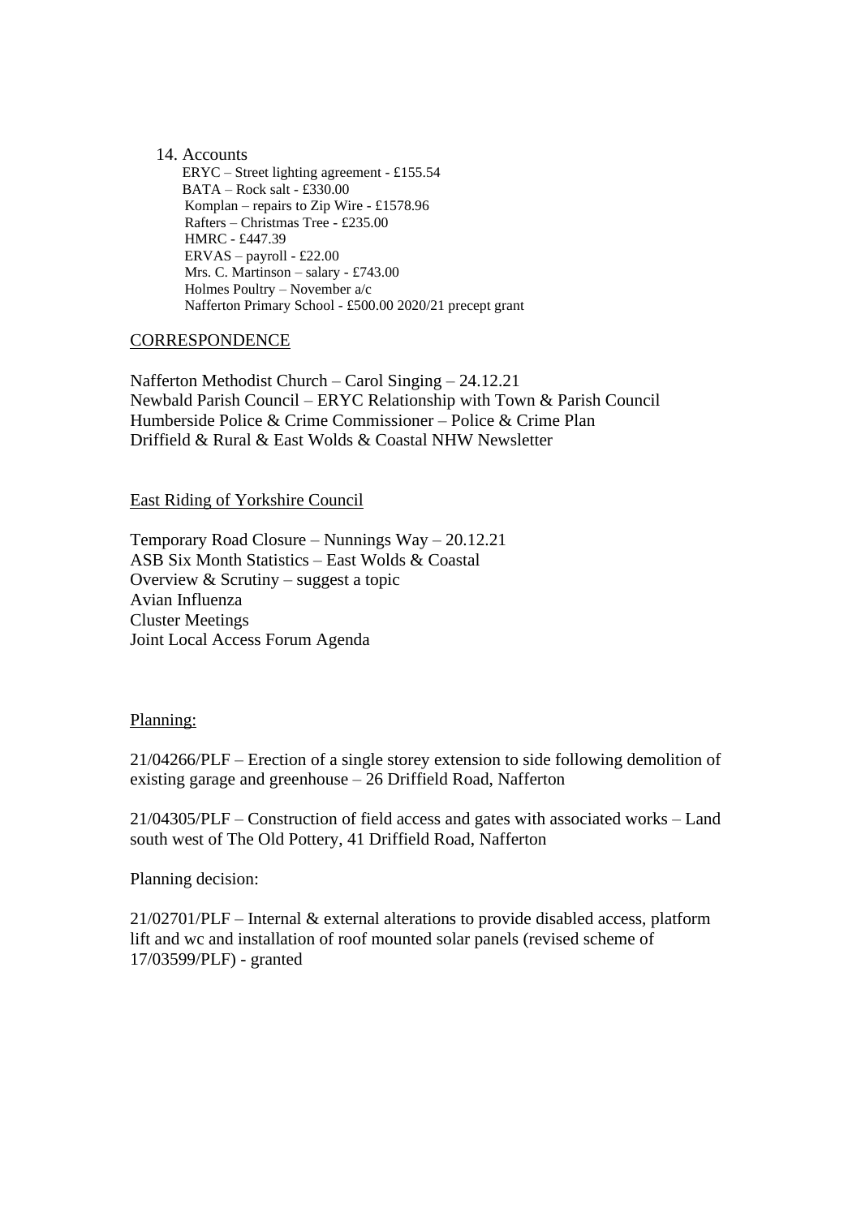14. Accounts

ERYC – Street lighting agreement - £155.54
BATA – Rock salt - £330.00
Komplan – repairs to Zip Wire - £1578.96
Rafters – Christmas Tree - £235.00
HMRC - £447.39
ERVAS – payroll - £22.00
Mrs. C. Martinson – salary - £743.00
Holmes Poultry – November a/c
Nafferton Primary School - £500.00 2020/21 precept grant

CORRESPONDENCE

Nafferton Methodist Church – Carol Singing – 24.12.21
Newbald Parish Council – ERYC Relationship with Town & Parish Council
Humberside Police & Crime Commissioner – Police & Crime Plan
Driffield & Rural & East Wolds & Coastal NHW Newsletter

East Riding of Yorkshire Council

Temporary Road Closure – Nunnings Way – 20.12.21
ASB Six Month Statistics – East Wolds & Coastal
Overview & Scrutiny – suggest a topic
Avian Influenza
Cluster Meetings
Joint Local Access Forum Agenda

Planning:

21/04266/PLF – Erection of a single storey extension to side following demolition of existing garage and greenhouse – 26 Driffield Road, Nafferton

21/04305/PLF – Construction of field access and gates with associated works – Land south west of The Old Pottery, 41 Driffield Road, Nafferton

Planning decision:

21/02701/PLF – Internal & external alterations to provide disabled access, platform lift and wc and installation of roof mounted solar panels (revised scheme of 17/03599/PLF) - granted